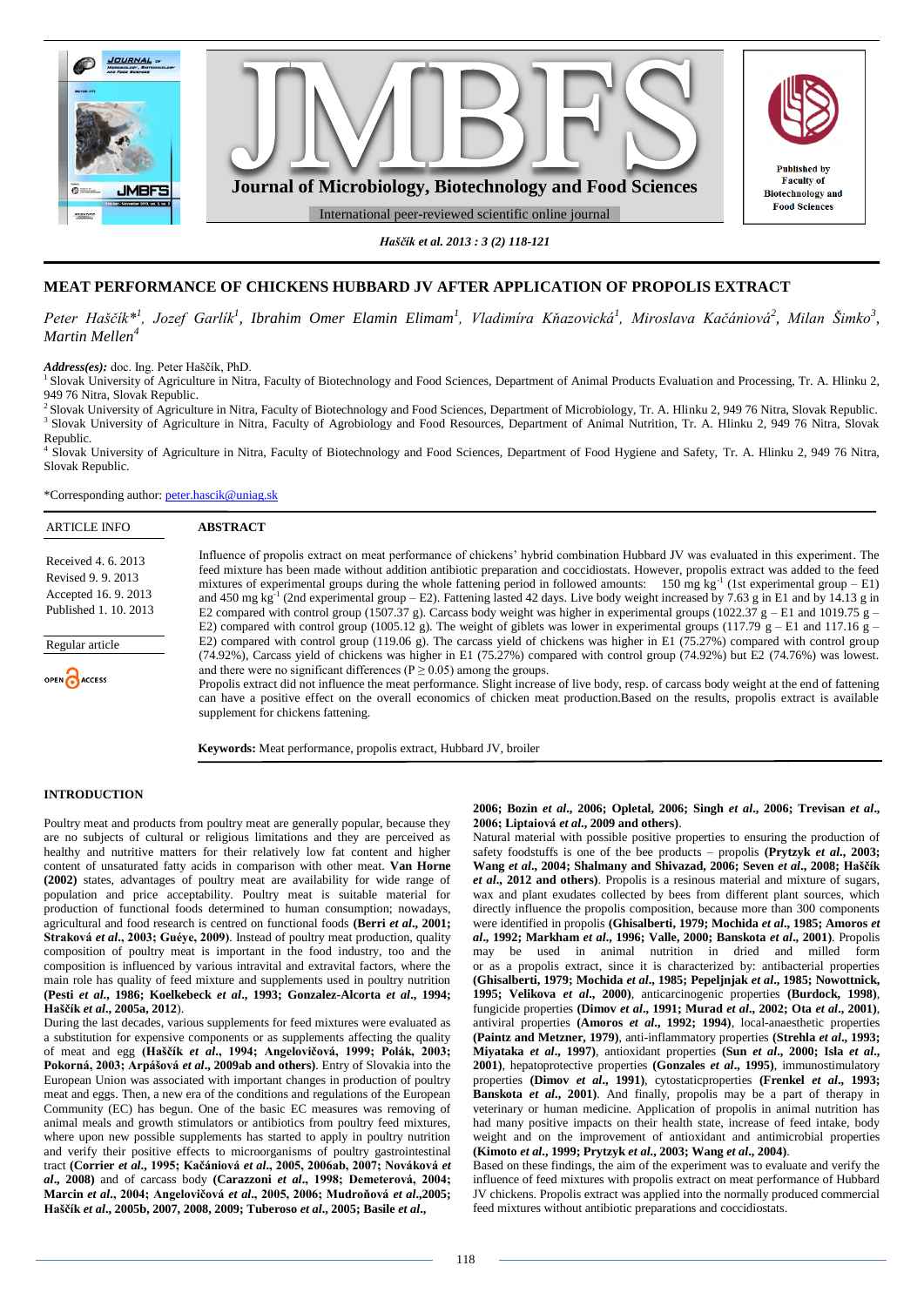# MEAT PERFORMANCE OF CHICKENS HUBBARD JV AFTER APPLICATION OF PROPOLIS EXTRACT

*Peter Haščík*[*1], Jozef Garlík[1], Ibrahim Omer Elamin Elimam[1], Vladimíra Kňazovická[1], Miroslava Kačániová[2], Milan Šimko[3], Martin Mellen[4]*

***Address(es):*** doc. Ing. Peter Haščík, PhD.

[1] Slovak University of Agriculture in Nitra, Faculty of Biotechnology and Food Sciences, Department of Animal Products Evaluation and Processing, Tr. A. Hlinku 2, 949 76 Nitra, Slovak Republic.

[2] Slovak University of Agriculture in Nitra, Faculty of Biotechnology and Food Sciences, Department of Microbiology, Tr. A. Hlinku 2, 949 76 Nitra, Slovak Republic.

[3] Slovak University of Agriculture in Nitra, Faculty of Agrobiology and Food Resources, Department of Animal Nutrition, Tr. A. Hlinku 2, 949 76 Nitra, Slovak Republic.

[4] Slovak University of Agriculture in Nitra, Faculty of Biotechnology and Food Sciences, Department of Food Hygiene and Safety, Tr. A. Hlinku 2, 949 76 Nitra, Slovak Republic.

*Corresponding author: peter.hascik@uniag.sk

| ARTICLE INFO |
| --- |
| Received 4. 6. 2013 |
| Revised 9. 9. 2013 |
| Accepted 16. 9. 2013 |
| Published 1. 10. 2013 |
| Regular article |

OPEN ACCESS

## ABSTRACT

Influence of propolis extract on meat performance of chickens' hybrid combination Hubbard JV was evaluated in this experiment. The feed mixture has been made without addition antibiotic preparation and coccidiostats. However, propolis extract was added to the feed mixtures of experimental groups during the whole fattening period in followed amounts: 150 mg $kg^{-1}$ (1st experimental group – E1) and 450 mg $kg^{-1}$ (2nd experimental group – E2). Fattening lasted 42 days. Live body weight increased by 7.63 g in E1 and by 14.13 g in E2 compared with control group (1507.37 g). Carcass body weight was higher in experimental groups (1022.37 g – E1 and 1019.75 g – E2) compared with control group (1005.12 g). The weight of giblets was lower in experimental groups (117.79 g – E1 and 117.16 g – E2) compared with control group (119.06 g). The carcass yield of chickens was higher in E1 (75.27%) compared with control group (74.92%), Carcass yield of chickens was higher in E1 (75.27%) compared with control group (74.92%) but E2 (74.76%) was lowest. and there were no significant differences ($P \geq 0.05$) among the groups.

Propolis extract did not influence the meat performance. Slight increase of live body, resp. of carcass body weight at the end of fattening can have a positive effect on the overall economics of chicken meat production.Based on the results, propolis extract is available supplement for chickens fattening.

**Keywords:** Meat performance, propolis extract, Hubbard JV, broiler

## INTRODUCTION

Poultry meat and products from poultry meat are generally popular, because they are no subjects of cultural or religious limitations and they are perceived as healthy and nutritive matters for their relatively low fat content and higher content of unsaturated fatty acids in comparison with other meat. **Van Horne (2002)** states, advantages of poultry meat are availability for wide range of population and price acceptability. Poultry meat is suitable material for production of functional foods determined to human consumption; nowadays, agricultural and food research is centred on functional foods **(Berri *et al*., 2001; Straková *et al*., 2003; Guéye, 2009)**. Instead of poultry meat production, quality composition of poultry meat is important in the food industry, too and the composition is influenced by various intravital and extravital factors, where the main role has quality of feed mixture and supplements used in poultry nutrition **(Pesti *et al*., 1986; Koelkebeck *et al*., 1993; Gonzalez-Alcorta *et al*., 1994; Haščík *et al*., 2005a, 2012)**.

During the last decades, various supplements for feed mixtures were evaluated as a substitution for expensive components or as supplements affecting the quality of meat and egg **(Haščík *et al*., 1994; Angelovičová, 1999; Polák, 2003; Pokorná, 2003; Arpášová *et al*., 2009ab and others)**. Entry of Slovakia into the European Union was associated with important changes in production of poultry meat and eggs. Then, a new era of the conditions and regulations of the European Community (EC) has begun. One of the basic EC measures was removing of animal meals and growth stimulators or antibiotics from poultry feed mixtures, where upon new possible supplements has started to apply in poultry nutrition and verify their positive effects to microorganisms of poultry gastrointestinal tract **(Corrier *et al*., 1995; Kačániová *et al*., 2005, 2006ab, 2007; Nováková *et al*., 2008)** and of carcass body **(Carazzoni *et al*., 1998; Demeterová, 2004; Marcin *et al*., 2004; Angelovičová *et al*., 2005, 2006; Mudroňová *et al*.,2005; Haščík *et al*., 2005b, 2007, 2008, 2009; Tuberoso *et al*., 2005; Basile *et al*., 2006; Bozin *et al*., 2006; Opletal, 2006; Singh *et al*., 2006; Trevisan *et al*., 2006; Liptaiová *et al*., 2009 and others)**.

Natural material with possible positive properties to ensuring the production of safety foodstuffs is one of the bee products – propolis **(Prytzyk *et al*., 2003; Wang *et al*., 2004; Shalmany and Shivazad, 2006; Seven *et al*., 2008; Haščík *et al*., 2012 and others)**. Propolis is a resinous material and mixture of sugars, wax and plant exudates collected by bees from different plant sources, which directly influence the propolis composition, because more than 300 components were identified in propolis **(Ghisalberti, 1979; Mochida *et al*., 1985; Amoros *et al*., 1992; Markham *et al*., 1996; Valle, 2000; Banskota *et al*., 2001)**. Propolis may be used in animal nutrition in dried and milled form or as a propolis extract, since it is characterized by: antibacterial properties **(Ghisalberti, 1979; Mochida *et al*., 1985; Pepeljnjak *et al*., 1985; Nowottnick, 1995; Velikova *et al*., 2000)**, anticarcinogenic properties **(Burdock, 1998)**, fungicide properties **(Dimov *et al*., 1991; Murad *et al*., 2002; Ota *et al*., 2001)**, antiviral properties **(Amoros *et al*., 1992; 1994)**, local-anaesthetic properties **(Paintz and Metzner, 1979)**, anti-inflammatory properties **(Strehla *et al*., 1993; Miyataka *et al*., 1997)**, antioxidant properties **(Sun *et al*., 2000; Isla *et al*., 2001)**, hepatoprotective properties **(Gonzales *et al*., 1995)**, immunostimulatory properties **(Dimov *et al*., 1991)**, cytostaticproperties **(Frenkel *et al*., 1993; Banskota *et al*., 2001)**. And finally, propolis may be a part of therapy in veterinary or human medicine. Application of propolis in animal nutrition has had many positive impacts on their health state, increase of feed intake, body weight and on the improvement of antioxidant and antimicrobial properties **(Kimoto *et al*., 1999; Prytzyk *et al*., 2003; Wang *et al*., 2004)**.

Based on these findings, the aim of the experiment was to evaluate and verify the influence of feed mixtures with propolis extract on meat performance of Hubbard JV chickens. Propolis extract was applied into the normally produced commercial feed mixtures without antibiotic preparations and coccidiostats.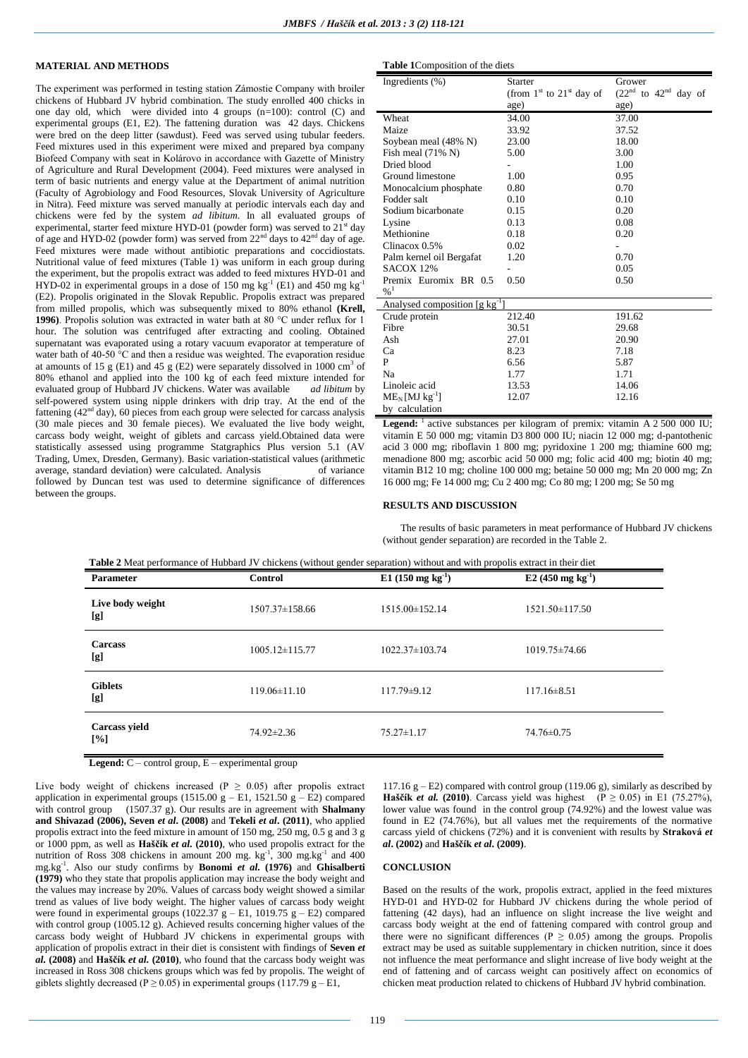## MATERIAL AND METHODS

The experiment was performed in testing station Zámostie Company with broiler chickens of Hubbard JV hybrid combination. The study enrolled 400 chicks in one day old, which were divided into 4 groups (n=100): control (C) and experimental groups (E1, E2). The fattening duration was 42 days. Chickens were bred on the deep litter (sawdust). Feed was served using tubular feeders. Feed mixtures used in this experiment were mixed and prepared bya company Biofeed Company with seat in Kolárovo in accordance with Gazette of Ministry of Agriculture and Rural Development (2004). Feed mixtures were analysed in term of basic nutrients and energy value at the Department of animal nutrition (Faculty of Agrobiology and Food Resources, Slovak University of Agriculture in Nitra). Feed mixture was served manually at periodic intervals each day and chickens were fed by the system *ad libitum*. In all evaluated groups of experimental, starter feed mixture HYD-01 (powder form) was served to 21st day of age and HYD-02 (powder form) was served from 22nd days to 42nd day of age. Feed mixtures were made without antibiotic preparations and coccidiostats. Nutritional value of feed mixtures (Table 1) was uniform in each group during the experiment, but the propolis extract was added to feed mixtures HYD-01 and HYD-02 in experimental groups in a dose of 150 mg $kg^{-1}$ (E1) and 450 mg $kg^{-1}$ (E2). Propolis originated in the Slovak Republic. Propolis extract was prepared from milled propolis, which was subsequently mixed to 80% ethanol **(Krell, 1996)**. Propolis solution was extracted in water bath at 80 °C under reflux for 1 hour. The solution was centrifuged after extracting and cooling. Obtained supernatant was evaporated using a rotary vacuum evaporator at temperature of water bath of 40-50 °C and then a residue was weighted. The evaporation residue at amounts of 15 g (E1) and 45 g (E2) were separately dissolved in 1000 $cm^3$ of 80% ethanol and applied into the 100 kg of each feed mixture intended for evaluated group of Hubbard JV chickens. Water was available *ad libitum* by self-powered system using nipple drinkers with drip tray. At the end of the fattening (42nd day), 60 pieces from each group were selected for carcass analysis (30 male pieces and 30 female pieces). We evaluated the live body weight, carcass body weight, weight of giblets and carcass yield.Obtained data were statistically assessed using programme Statgraphics Plus version 5.1 (AV Trading, Umex, Dresden, Germany). Basic variation-statistical values (arithmetic average, standard deviation) were calculated. Analysis of variance followed by Duncan test was used to determine significance of differences between the groups.

**Table 1**Composition of the diets

| Ingredients (%) | Starter (from 1st to 21st day of age) | Grower (22nd to 42nd day of age) |
|---|---|---|
| Wheat | 34.00 | 37.00 |
| Maize | 33.92 | 37.52 |
| Soybean meal (48% N) | 23.00 | 18.00 |
| Fish meal (71% N) | 5.00 | 3.00 |
| Dried blood | - | 1.00 |
| Ground limestone | 1.00 | 0.95 |
| Monocalcium phosphate | 0.80 | 0.70 |
| Fodder salt | 0.10 | 0.10 |
| Sodium bicarbonate | 0.15 | 0.20 |
| Lysine | 0.13 | 0.08 |
| Methionine | 0.18 | 0.20 |
| Clinacox 0.5% | 0.02 | - |
| Palm kernel oil Bergafat | 1.20 | 0.70 |
| SACOX 12% | - | 0.05 |
| Premix Euromix BR 0.5 %[1] | 0.50 | 0.50 |
| Analysed composition [g $kg^{-1}$] | | |
| Crude protein | 212.40 | 191.62 |
| Fibre | 30.51 | 29.68 |
| Ash | 27.01 | 20.90 |
| Ca | 8.23 | 7.18 |
| P | 6.56 | 5.87 |
| Na | 1.77 | 1.71 |
| Linoleic acid | 13.53 | 14.06 |
| $ME_N$ [MJ $kg^{-1}$] by calculation | 12.07 | 12.16 |

**Legend:** [1] active substances per kilogram of premix: vitamin A 2 500 000 IU; vitamin E 50 000 mg; vitamin D3 800 000 IU; niacin 12 000 mg; d-pantothenic acid 3 000 mg; riboflavin 1 800 mg; pyridoxine 1 200 mg; thiamine 600 mg; menadione 800 mg; ascorbic acid 50 000 mg; folic acid 400 mg; biotin 40 mg; vitamin B12 10 mg; choline 100 000 mg; betaine 50 000 mg; Mn 20 000 mg; Zn 16 000 mg; Fe 14 000 mg; Cu 2 400 mg; Co 80 mg; I 200 mg; Se 50 mg

## RESULTS AND DISCUSSION

The results of basic parameters in meat performance of Hubbard JV chickens (without gender separation) are recorded in the Table 2.

**Table 2** Meat performance of Hubbard JV chickens (without gender separation) without and with propolis extract in their diet

| Parameter | Control | E1 (150 mg $kg^{-1}$) | E2 (450 mg $kg^{-1}$) |
|---|---|---|---|
| Live body weight [g] | 1507.37±158.66 | 1515.00±152.14 | 1521.50±117.50 |
| Carcass [g] | 1005.12±115.77 | 1022.37±103.74 | 1019.75±74.66 |
| Giblets [g] | 119.06±11.10 | 117.79±9.12 | 117.16±8.51 |
| Carcass yield [%] | 74.92±2.36 | 75.27±1.17 | 74.76±0.75 |

**Legend:** C – control group, E – experimental group

Live body weight of chickens increased ($P \geq 0.05$) after propolis extract application in experimental groups (1515.00 g – E1, 1521.50 g – E2) compared with control group (1507.37 g). Our results are in agreement with **Shalmany and Shivazad (2006), Seven *et al.* (2008)** and **Tekeli *et al.* (2011)**, who applied propolis extract into the feed mixture in amount of 150 mg, 250 mg, 0.5 g and 3 g or 1000 ppm, as well as **Haščík *et al.* (2010)**, who used propolis extract for the nutrition of Ross 308 chickens in amount 200 mg. $kg^{-1}$, 300 mg.$kg^{-1}$ and 400 mg.$kg^{-1}$. Also our study confirms by **Bonomi *et al.* (1976)** and **Ghisalberti (1979)** who they state that propolis application may increase the body weight and the values may increase by 20%. Values of carcass body weight showed a similar trend as values of live body weight. The higher values of carcass body weight were found in experimental groups (1022.37 g – E1, 1019.75 g – E2) compared with control group (1005.12 g). Achieved results concerning higher values of the carcass body weight of Hubbard JV chickens in experimental groups with application of propolis extract in their diet is consistent with findings of **Seven *et al.* (2008)** and **Haščík *et al.* (2010)**, who found that the carcass body weight was increased in Ross 308 chickens groups which was fed by propolis. The weight of giblets slightly decreased ($P \geq 0.05$) in experimental groups (117.79 g – E1, 117.16 g – E2) compared with control group (119.06 g), similarly as described by **Haščík *et al.* (2010)**. Carcass yield was highest ($P \geq 0.05$) in E1 (75.27%), lower value was found in the control group (74.92%) and the lowest value was found in E2 (74.76%), but all values met the requirements of the normative carcass yield of chickens (72%) and it is convenient with results by **Straková *et al.* (2002)** and **Haščík *et al.* (2009)**.

## CONCLUSION

Based on the results of the work, propolis extract, applied in the feed mixtures HYD-01 and HYD-02 for Hubbard JV chickens during the whole period of fattening (42 days), had an influence on slight increase the live weight and carcass body weight at the end of fattening compared with control group and there were no significant differences ($P \geq 0.05$) among the groups. Propolis extract may be used as suitable supplementary in chicken nutrition, since it does not influence the meat performance and slight increase of live body weight at the end of fattening and of carcass weight can positively affect on economics of chicken meat production related to chickens of Hubbard JV hybrid combination.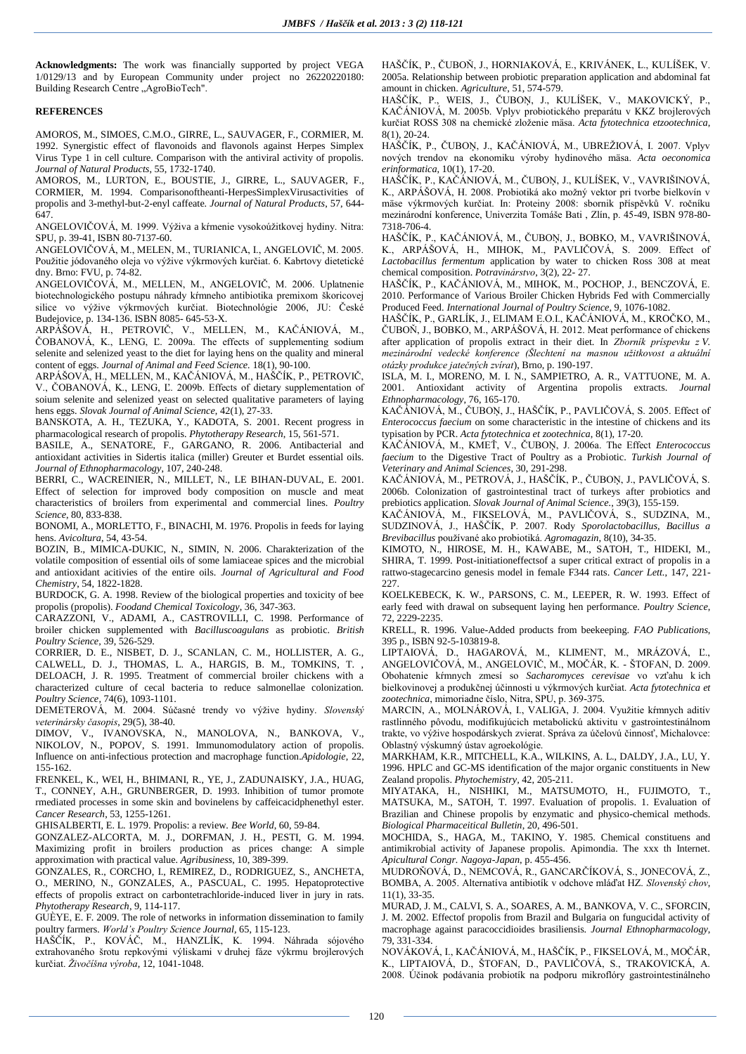**Acknowledgments:** The work was financially supported by project VEGA 1/0129/13 and by European Community under project no 26220220180: Building Research Centre „AgroBioTech".

## REFERENCES

AMOROS, M., SIMOES, C.M.O., GIRRE, L., SAUVAGER, F., CORMIER, M. 1992. Synergistic effect of flavonoids and flavonols against Herpes Simplex Virus Type 1 in cell culture. Comparison with the antiviral activity of propolis. *Journal of Natural Products*, 55, 1732-1740.

AMOROS, M., LURTON, E., BOUSTIE, J., GIRRE, L., SAUVAGER, F., CORMIER, M. 1994. Comparisonoftheanti-HerpesSimplexVirusactivities of propolis and 3-methyl-but-2-enyl caffeate. *Journal of Natural Products*, 57, 644-647.

ANGELOVIČOVÁ, M. 1999. Výživa a kŕmenie vysokoúžitkovej hydiny. Nitra: SPU, p. 39-41, ISBN 80-7137-60.

ANGELOVIČOVÁ, M., MELEN, M., TURIANICA, I., ANGELOVIČ, M. 2005. Použitie jódovaného oleja vo výžive výkrmových kurčiat. 6. Kabrtovy dietetické dny. Brno: FVU, p. 74-82.

ANGELOVIČOVÁ, M., MELLEN, M., ANGELOVIČ, M. 2006. Uplatnenie biotechnologického postupu náhrady kŕmneho antibiotika premixom škoricovej silice vo výžive výkrmových kurčiat. Biotechnológie 2006, JU: České Budejovice, p. 134-136. ISBN 8085- 645-53-X.

ARPÁŠOVÁ, H., PETROVIČ, V., MELLEN, M., KAČÁNIOVÁ, M., ČOBANOVÁ, K., LENG, Ľ. 2009a. The effects of supplementing sodium selenite and selenized yeast to the diet for laying hens on the quality and mineral content of eggs. *Journal of Animal and Feed Science*. 18(1), 90-100.

ARPÁŠOVÁ, H., MELLEN, M., KAČÁNIOVÁ, M., HAŠČÍK, P., PETROVIČ, V., ČOBANOVÁ, K., LENG, Ľ. 2009b. Effects of dietary supplementation of soium selenite and selenized yeast on selected qualitative parameters of laying hens eggs. *Slovak Journal of Animal Science*, 42(1), 27-33.

BANSKOTA, A. H., TEZUKA, Y., KADOTA, S. 2001. Recent progress in pharmacological research of propolis. *Phytotherapy Research*, 15, 561-571.

BASILE, A., SENATORE, F., GARGANO, R. 2006. Antibacterial and antioxidant activities in Sidertis italica (miller) Greuter et Burdet essential oils. *Journal of Ethnopharmacology*, 107, 240-248.

BERRI, C., WACREINIER, N., MILLET, N., LE BIHAN-DUVAL, E. 2001. Effect of selection for improved body composition on muscle and meat characteristics of broilers from experimental and commercial lines. *Poultry Science*, 80, 833-838.

BONOMI, A., MORLETTO, F., BINACHI, M. 1976. Propolis in feeds for laying hens. *Avicoltura*, 54, 43-54.

BOZIN, B., MIMICA-DUKIC, N., SIMIN, N. 2006. Charakterization of the volatile composition of essential oils of some lamiaceae spices and the microbial and antioxidant acitivies of the entire oils. *Journal of Agricultural and Food Chemistry*, 54, 1822-1828.

BURDOCK, G. A. 1998. Review of the biological properties and toxicity of bee propolis (propolis). *Foodand Chemical Toxicology*, 36, 347-363.

CARAZZONI, V., ADAMI, A., CASTROVILLI, C. 1998. Performance of broiler chicken supplemented with *Bacilluscoagulans* as probiotic. *British Poultry Science*, 39, 526-529.

CORRIER, D. E., NISBET, D. J., SCANLAN, C. M., HOLLISTER, A. G., CALWELL, D. J., THOMAS, L. A., HARGIS, B. M., TOMKINS, T. , DELOACH, J. R. 1995. Treatment of commercial broiler chickens with a characterized culture of cecal bacteria to reduce salmonellae colonization. *Poultry Science*, 74(6), 1093-1101.

DEMETEROVÁ, M. 2004. Súčasné trendy vo výžive hydiny. *Slovenský veterinársky časopis*, 29(5), 38-40.

DIMOV, V., IVANOVSKA, N., MANOLOVA, N., BANKOVA, V., NIKOLOV, N., POPOV, S. 1991. Immunomodulatory action of propolis. Influence on anti-infectious protection and macrophage function.*Apidologie*, 22, 155-162.

FRENKEL, K., WEI, H., BHIMANI, R., YE, J., ZADUNAISKY, J.A., HUAG, T., CONNEY, A.H., GRUNBERGER, D. 1993. Inhibition of tumor promote rmediated processes in some skin and bovinelens by caffeicacidphenethyl ester. *Cancer Research*, 53, 1255-1261.

GHISALBERTI, E. L. 1979. Propolis: a review. *Bee World*, 60, 59-84.

GONZALEZ-ALCORTA, M. J., DORFMAN, J. H., PESTI, G. M. 1994. Maximizing profit in broilers production as prices change: A simple approximation with practical value. *Agribusiness*, 10, 389-399.

GONZALES, R., CORCHO, I., REMIREZ, D., RODRIGUEZ, S., ANCHETA, O., MERINO, N., GONZALES, A., PASCUAL, C. 1995. Hepatoprotective effects of propolis extract on carbontetrachloride-induced liver in jury in rats. *Phytotherapy Research*, 9, 114-117.

GUÈYE, E. F. 2009. The role of networks in information dissemination to family poultry farmers. *World's Poultry Science Journal*, 65, 115-123.

HAŠČÍK, P., KOVÁČ, M., HANZLÍK, K. 1994. Náhrada sójového extrahovaného šrotu repkovými výliskami v druhej fáze výkrmu brojlerových kurčiat. *Živočíšna výroba*, 12, 1041-1048.

HAŠČÍK, P., ČUBOŇ, J., HORNIAKOVÁ, E., KRIVÁNEK, L., KULÍŠEK, V. 2005a. Relationship between probiotic preparation application and abdominal fat amount in chicken. *Agriculture*, 51, 574-579.

HAŠČÍK, P., WEIS, J., ČUBOŇ, J., KULÍŠEK, V., MAKOVICKÝ, P., KAČÁNIOVÁ, M. 2005b. Vplyv probiotického preparátu v KKZ brojlerových kurčiat ROSS 308 na chemické zloženie mäsa. *Acta fytotechnica etzootechnica*, 8(1), 20-24.

HAŠČÍK, P., ČUBOŇ, J., KAČÁNIOVÁ, M., UBREŽIOVÁ, I. 2007. Vplyv nových trendov na ekonomiku výroby hydinového mäsa. *Acta oeconomica erinformatica*, 10(1), 17-20.

HAŠČÍK, P., KAČÁNIOVÁ, M., ČUBOŇ, J., KULÍŠEK, V., VAVRIŠINOVÁ, K., ARPÁŠOVÁ, H. 2008. Probiotiká ako možný vektor pri tvorbe bielkovín v mäse výkrmových kurčiat. In: Proteiny 2008: sborník příspěvků V. ročníku mezinárodní konference, Univerzita Tomáše Bati , Zlín, p. 45-49, ISBN 978-80-7318-706-4.

HAŠČÍK, P., KAČÁNIOVÁ, M., ČUBOŇ, J., BOBKO, M., VAVRIŠINOVÁ, K., ARPÁŠOVÁ, H., MIHOK, M., PAVLIČOVÁ, S. 2009. Effect of *Lactobacillus fermentum* application by water to chicken Ross 308 at meat chemical composition. *Potravinárstvo*, 3(2), 22- 27.

HAŠČÍK, P., KAČÁNIOVÁ, M., MIHOK, M., POCHOP, J., BENCZOVÁ, E. 2010. Performance of Various Broiler Chicken Hybrids Fed with Commercially Produced Feed. *International Journal of Poultry Science*, 9, 1076-1082.

HAŠČÍK, P., GARLÍK, J., ELIMAM E.O.I., KAČÁNIOVÁ, M., KROČKO, M., ČUBOŇ, J., BOBKO, M., ARPÁŠOVÁ, H. 2012. Meat performance of chickens after application of propolis extract in their diet. In *Zborník príspevku z V. mezinárodní vedecké konference (Šlechtení na masnou užitkovost a aktuální otázky produkce jatečných zvírat)*, Brno, p. 190-197.

ISLA, M. I., MORENO, M. I. N., SAMPIETRO, A. R., VATTUONE, M. A. 2001. Antioxidant activity of Argentina propolis extracts. *Journal Ethnopharmacology*, 76, 165-170.

KAČÁNIOVÁ, M., ČUBOŇ, J., HAŠČÍK, P., PAVLIČOVÁ, S. 2005. Effect of *Enterococcus faecium* on some characteristic in the intestine of chickens and its typisation by PCR. *Acta fytotechnica et zootechnica*, 8(1), 17-20.

KAČÁNIOVÁ, M., KMEŤ, V., ČUBOŇ, J. 2006a. The Effect *Enterococcus faecium* to the Digestive Tract of Poultry as a Probiotic. *Turkish Journal of Veterinary and Animal Sciences*, 30, 291-298.

KAČÁNIOVÁ, M., PETROVÁ, J., HAŠČÍK, P., ČUBOŇ, J., PAVLIČOVÁ, S. 2006b. Colonization of gastrointestinal tract of turkeys after probiotics and prebiotics application. *Slovak Journal of Animal Science.*, 39(3), 155-159.

KAČÁNIOVÁ, M., FIKSELOVÁ, M., PAVLIČOVÁ, S., SUDZINA, M., SUDZINOVÁ, J., HAŠČÍK, P. 2007. Rody *Sporolactobacillus, Bacillus a Brevibacillus* používané ako probiotiká. *Agromagazin*, 8(10), 34-35.

KIMOTO, N., HIROSE, M. H., KAWABE, M., SATOH, T., HIDEKI, M., SHIRA, T. 1999. Post-initiationeffectsof a super critical extract of propolis in a rattwo-stagecarcino genesis model in female F344 rats. *Cancer Lett.*, 147, 221-227.

KOELKEBECK, K. W., PARSONS, C. M., LEEPER, R. W. 1993. Effect of early feed with drawal on subsequent laying hen performance. *Poultry Science*, 72, 2229-2235.

KRELL, R. 1996. Value-Added products from beekeeping. *FAO Publications*, 395 p., ISBN 92-5-103819-8.

LIPTAIOVÁ, D., HAGAROVÁ, M., KLIMENT, M., MRÁZOVÁ, Ľ., ANGELOVIČOVÁ, M., ANGELOVIČ, M., MOČÁR, K. - ŠTOFAN, D. 2009. Obohatenie kŕmnych zmesí so *Sacharomyces cerevisae* vo vzťahu k ich bielkovinovej a produkčnej účinnosti u výkrmových kurčiat. *Acta fytotechnica et zootechnica*, mimoriadne číslo, Nitra, SPU, p. 369-375.

MARCIN, A., MOLNÁROVÁ, I., VALIGA, J. 2004. Využitie kŕmnych aditív rastlinného pôvodu, modifikujúcich metabolickú aktivitu v gastrointestinálnom trakte, vo výžive hospodárskych zvierat. Správa za účelovú činnosť, Michalovce: Oblastný výskumný ústav agroekológie.

MARKHAM, K.R., MITCHELL, K.A., WILKINS, A. L., DALDY, J.A., LU, Y. 1996. HPLC and GC-MS identification of the major organic constituents in New Zealand propolis. *Phytochemistry*, 42, 205-211.

MIYATAKA, H., NISHIKI, M., MATSUMOTO, H., FUJIMOTO, T., MATSUKA, M., SATOH, T. 1997. Evaluation of propolis. 1. Evaluation of Brazilian and Chinese propolis by enzymatic and physico-chemical methods. *Biological Pharmaceitical Bulletin*, 20, 496-501.

MOCHIDA, S., HAGA, M., TAKINO, Y. 1985. Chemical constituens and antimikrobial activity of Japanese propolis. Apimondia. The xxx th Internet. *Apicultural Congr. Nagoya-Japan*, p. 455-456.

MUDROŇOVÁ, D., NEMCOVÁ, R., GANCARČÍKOVÁ, S., JONECOVÁ, Z., BOMBA, A. 2005. Alternatíva antibiotík v odchove mláďat HZ. *Slovenský chov*, 11(1), 33-35.

MURAD, J. M., CALVI, S. A., SOARES, A. M., BANKOVA, V. C., SFORCIN, J. M. 2002. Effectof propolis from Brazil and Bulgaria on fungucidal activity of macrophage against paracoccidioides brasiliensis. *Journal Ethnopharmacology*, 79, 331-334.

NOVÁKOVÁ, I., KAČÁNIOVÁ, M., HAŠČÍK, P., FIKSELOVÁ, M., MOČÁR, K., LIPTAIOVÁ, D., ŠTOFAN, D., PAVLIČOVÁ, S., TRAKOVICKÁ, A. 2008. Účinok podávania probiotík na podporu mikroflóry gastrointestinálneho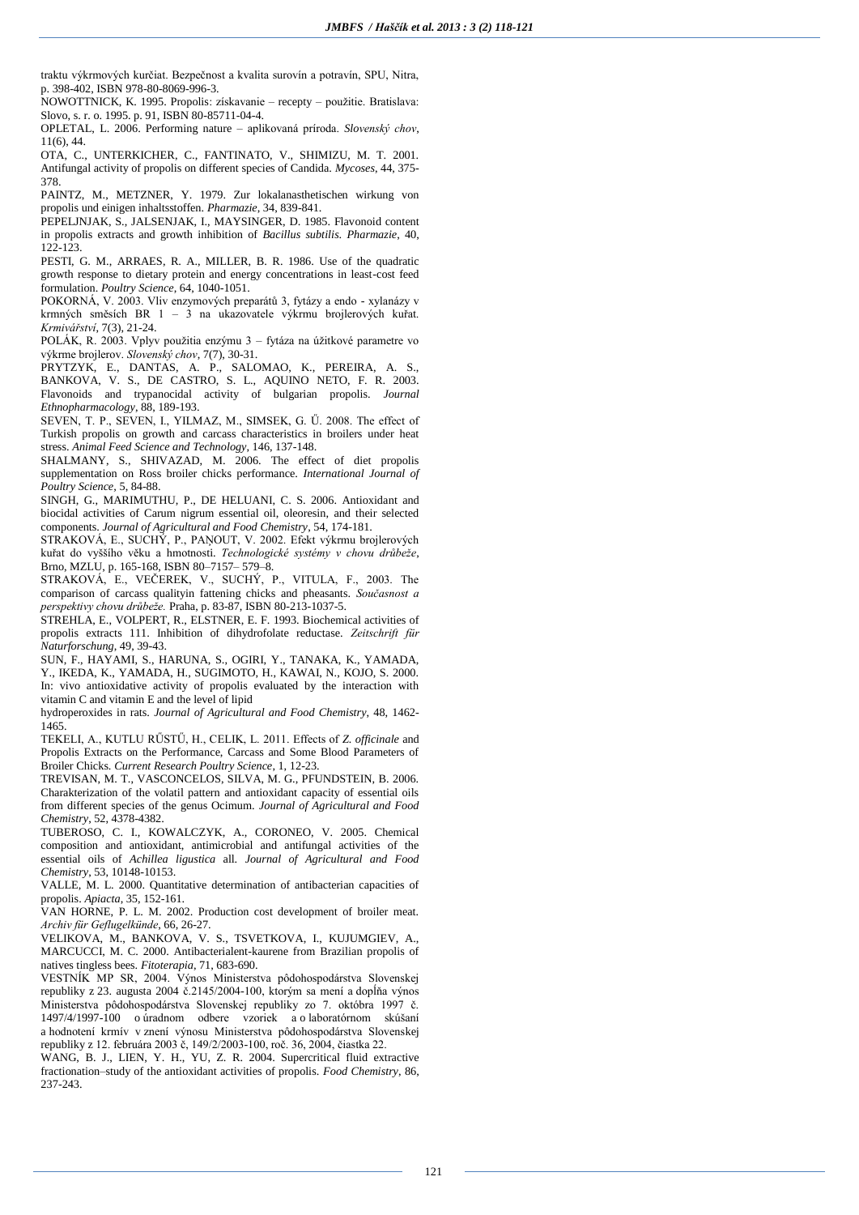traktu výkrmových kurčiat. Bezpečnost a kvalita surovín a potravín, SPU, Nitra, p. 398-402, ISBN 978-80-8069-996-3.

NOWOTTNICK, K. 1995. Propolis: získavanie – recepty – použitie. Bratislava: Slovo, s. r. o. 1995. p. 91, ISBN 80-85711-04-4.

OPLETAL, L. 2006. Performing nature – aplikovaná príroda. *Slovenský chov*, 11(6), 44.

OTA, C., UNTERKICHER, C., FANTINATO, V., SHIMIZU, M. T. 2001. Antifungal activity of propolis on different species of Candida. *Mycoses*, 44, 375-378.

PAINTZ, M., METZNER, Y. 1979. Zur lokalanasthetischen wirkung von propolis und einigen inhaltsstoffen. *Pharmazie*, 34, 839-841.

PEPELJNJAK, S., JALSENJAK, I., MAYSINGER, D. 1985. Flavonoid content in propolis extracts and growth inhibition of *Bacillus subtilis*. *Pharmazie*, 40, 122-123.

PESTI, G. M., ARRAES, R. A., MILLER, B. R. 1986. Use of the quadratic growth response to dietary protein and energy concentrations in least-cost feed formulation. *Poultry Science*, 64, 1040-1051.

POKORNÁ, V. 2003. Vliv enzymových preparátů 3, fytázy a endo - xylanázy v krmných směsích BR 1 – 3 na ukazovatele výkrmu brojlerových kuřat. *Krmivářství*, 7(3), 21-24.

POLÁK, R. 2003. Vplyv použitia enzýmu 3 – fytáza na úžitkové parametre vo výkrme brojlerov. *Slovenský chov*, 7(7), 30-31.

PRYTZYK, E., DANTAS, A. P., SALOMAO, K., PEREIRA, A. S., BANKOVA, V. S., DE CASTRO, S. L., AQUINO NETO, F. R. 2003. Flavonoids and trypanocidal activity of bulgarian propolis. *Journal Ethnopharmacology*, 88, 189-193.

SEVEN, T. P., SEVEN, I., YILMAZ, M., SIMSEK, G. Ű. 2008. The effect of Turkish propolis on growth and carcass characteristics in broilers under heat stress. *Animal Feed Science and Technology*, 146, 137-148.

SHALMANY, S., SHIVAZAD, M. 2006. The effect of diet propolis supplementation on Ross broiler chicks performance. *International Journal of Poultry Science*, 5, 84-88.

SINGH, G., MARIMUTHU, P., DE HELUANI, C. S. 2006. Antioxidant and biocidal activities of Carum nigrum essential oil, oleoresin, and their selected components. *Journal of Agricultural and Food Chemistry*, 54, 174-181.

STRAKOVÁ, E., SUCHÝ, P., PAŅOUT, V. 2002. Efekt výkrmu brojlerových kuřat do vyššího věku a hmotnosti. *Technologické systémy v chovu drůbeže*, Brno, MZLU, p. 165-168, ISBN 80–7157– 579–8.

STRAKOVÁ, E., VEČEREK, V., SUCHÝ, P., VITULA, F., 2003. The comparison of carcass qualityin fattening chicks and pheasants. *Současnost a perspektivy chovu drůbeže.* Praha, p. 83-87, ISBN 80-213-1037-5.

STREHLA, E., VOLPERT, R., ELSTNER, E. F. 1993. Biochemical activities of propolis extracts 111. Inhibition of dihydrofolate reductase. *Zeitschrift für Naturforschung*, 49, 39-43.

SUN, F., HAYAMI, S., HARUNA, S., OGIRI, Y., TANAKA, K., YAMADA, Y., IKEDA, K., YAMADA, H., SUGIMOTO, H., KAWAI, N., KOJO, S. 2000. In: vivo antioxidative activity of propolis evaluated by the interaction with vitamin C and vitamin E and the level of lipid hydroperoxides in rats. *Journal of Agricultural and Food Chemistry*, 48, 1462-1465.

TEKELI, A., KUTLU RŰSTŰ, H., CELIK, L. 2011. Effects of *Z. officinale* and Propolis Extracts on the Performance, Carcass and Some Blood Parameters of Broiler Chicks. *Current Research Poultry Science*, 1, 12-23.

TREVISAN, M. T., VASCONCELOS, SILVA, M. G., PFUNDSTEIN, B. 2006. Charakterization of the volatil pattern and antioxidant capacity of essential oils from different species of the genus Ocimum. *Journal of Agricultural and Food Chemistry*, 52, 4378-4382.

TUBEROSO, C. I., KOWALCZYK, A., CORONEO, V. 2005. Chemical composition and antioxidant, antimicrobial and antifungal activities of the essential oils of *Achillea ligustica* all. *Journal of Agricultural and Food Chemistry*, 53, 10148-10153.

VALLE, M. L. 2000. Quantitative determination of antibacterian capacities of propolis. *Apiacta*, 35, 152-161.

VAN HORNE, P. L. M. 2002. Production cost development of broiler meat. *Archiv für Geflugelkünde*, 66, 26-27.

VELIKOVA, M., BANKOVA, V. S., TSVETKOVA, I., KUJUMGIEV, A., MARCUCCI, M. C. 2000. Antibacterialent-kaurene from Brazilian propolis of natives tingless bees. *Fitoterapia*, 71, 683-690.

VESTNÍK MP SR, 2004. Výnos Ministerstva pôdohospodárstva Slovenskej republiky z 23. augusta 2004 č.2145/2004-100, ktorým sa mení a dopĺňa výnos Ministerstva pôdohospodárstva Slovenskej republiky zo 7. októbra 1997 č. 1497/4/1997-100 o úradnom odbere vzoriek a o laboratórnom skúšaní a hodnotení krmív v znení výnosu Ministerstva pôdohospodárstva Slovenskej republiky z 12. februára 2003 č, 149/2/2003-100, roč. 36, 2004, čiastka 22.

WANG, B. J., LIEN, Y. H., YU, Z. R. 2004. Supercritical fluid extractive fractionation–study of the antioxidant activities of propolis. *Food Chemistry*, 86, 237-243.